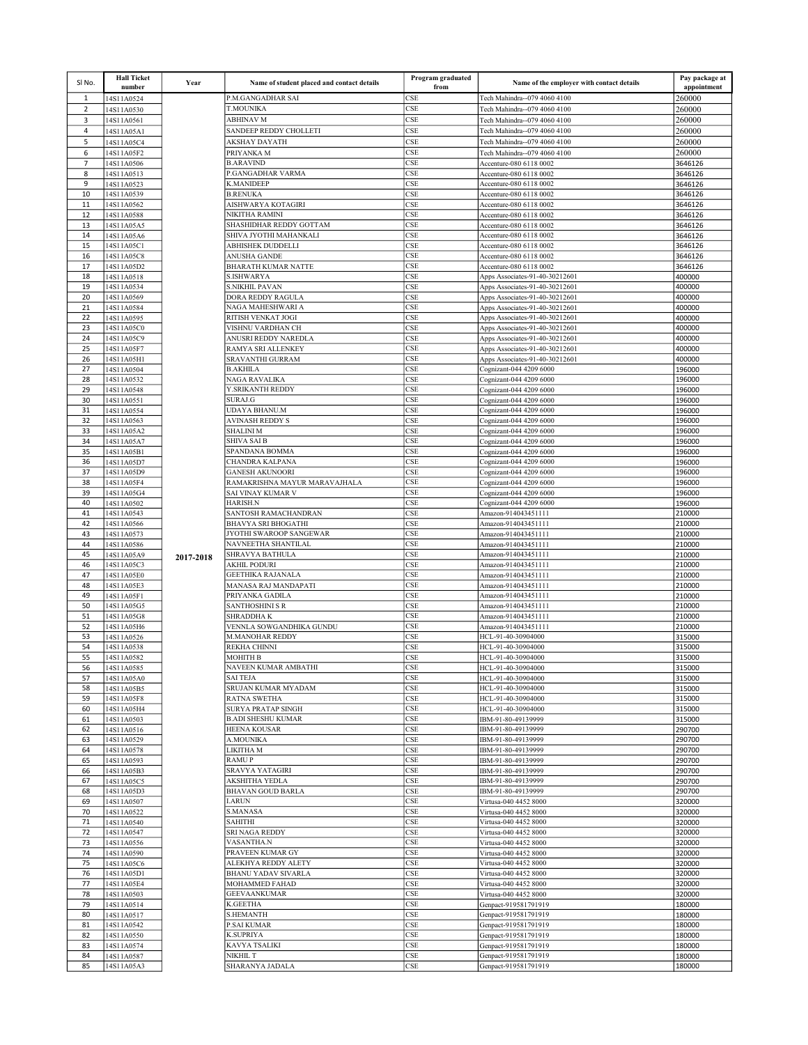| Sl No. | Hall Ticket number | Year | Name of student placed and contact details | Program graduated from | Name of the employer with contact details | Pay package at appointment |
|---|---|---|---|---|---|---|
| 1 | 14S11A0524 | 2017-2018 | P.M.GANGADHAR SAI | CSE | Tech Mahindra--079 4060 4100 | 260000 |
| 2 | 14S11A0530 | | T.MOUNIKA | CSE | Tech Mahindra--079 4060 4100 | 260000 |
| 3 | 14S11A0561 | | ABHINAV M | CSE | Tech Mahindra--079 4060 4100 | 260000 |
| 4 | 14S11A05A1 | | SANDEEP REDDY CHOLLETI | CSE | Tech Mahindra--079 4060 4100 | 260000 |
| 5 | 14S11A05C4 | | AKSHAY DAYATH | CSE | Tech Mahindra--079 4060 4100 | 260000 |
| 6 | 14S11A05F2 | | PRIYANKA M | CSE | Tech Mahindra--079 4060 4100 | 260000 |
| 7 | 14S11A0506 | | B.ARAVIND | CSE | Accenture-080 6118 0002 | 3646126 |
| 8 | 14S11A0513 | | P.GANGADHAR VARMA | CSE | Accenture-080 6118 0002 | 3646126 |
| 9 | 14S11A0523 | | K.MANIDEEP | CSE | Accenture-080 6118 0002 | 3646126 |
| 10 | 14S11A0539 | | B.RENUKA | CSE | Accenture-080 6118 0002 | 3646126 |
| 11 | 14S11A0562 | | AISHWARYA KOTAGIRI | CSE | Accenture-080 6118 0002 | 3646126 |
| 12 | 14S11A0588 | | NIKITHA RAMINI | CSE | Accenture-080 6118 0002 | 3646126 |
| 13 | 14S11A05A5 | | SHASHIDHAR REDDY GOTTAM | CSE | Accenture-080 6118 0002 | 3646126 |
| 14 | 14S11A05A6 | | SHIVA JYOTHI MAHANKALI | CSE | Accenture-080 6118 0002 | 3646126 |
| 15 | 14S11A05C1 | | ABHISHEK DUDDELLI | CSE | Accenture-080 6118 0002 | 3646126 |
| 16 | 14S11A05C8 | | ANUSHA GANDE | CSE | Accenture-080 6118 0002 | 3646126 |
| 17 | 14S11A05D2 | | BHARATH KUMAR NATTE | CSE | Accenture-080 6118 0002 | 3646126 |
| 18 | 14S11A0518 | | S.ISHWARYA | CSE | Apps Associates-91-40-30212601 | 400000 |
| 19 | 14S11A0534 | | S.NIKHIL PAVAN | CSE | Apps Associates-91-40-30212601 | 400000 |
| 20 | 14S11A0569 | | DORA REDDY RAGULA | CSE | Apps Associates-91-40-30212601 | 400000 |
| 21 | 14S11A0584 | | NAGA MAHESHWARI A | CSE | Apps Associates-91-40-30212601 | 400000 |
| 22 | 14S11A0595 | | RITISH VENKAT JOGI | CSE | Apps Associates-91-40-30212601 | 400000 |
| 23 | 14S11A05C0 | | VISHNU VARDHAN CH | CSE | Apps Associates-91-40-30212601 | 400000 |
| 24 | 14S11A05C9 | | ANUSRI REDDY NAREDLA | CSE | Apps Associates-91-40-30212601 | 400000 |
| 25 | 14S11A05F7 | | RAMYA SRI ALLENKEY | CSE | Apps Associates-91-40-30212601 | 400000 |
| 26 | 14S11A05H1 | | SRAVANTHI GURRAM | CSE | Apps Associates-91-40-30212601 | 400000 |
| 27 | 14S11A0504 | | B.AKHILA | CSE | Cognizant-044 4209 6000 | 196000 |
| 28 | 14S11A0532 | | NAGA RAVALIKA | CSE | Cognizant-044 4209 6000 | 196000 |
| 29 | 14S11A0548 | | Y.SRIKANTH REDDY | CSE | Cognizant-044 4209 6000 | 196000 |
| 30 | 14S11A0551 | | SURAJ.G | CSE | Cognizant-044 4209 6000 | 196000 |
| 31 | 14S11A0554 | | UDAYA BHANU.M | CSE | Cognizant-044 4209 6000 | 196000 |
| 32 | 14S11A0563 | | AVINASH REDDY S | CSE | Cognizant-044 4209 6000 | 196000 |
| 33 | 14S11A05A2 | | SHALINI M | CSE | Cognizant-044 4209 6000 | 196000 |
| 34 | 14S11A05A7 | | SHIVA SAI B | CSE | Cognizant-044 4209 6000 | 196000 |
| 35 | 14S11A05B1 | | SPANDANA BOMMA | CSE | Cognizant-044 4209 6000 | 196000 |
| 36 | 14S11A05D7 | | CHANDRA KALPANA | CSE | Cognizant-044 4209 6000 | 196000 |
| 37 | 14S11A05D9 | | GANESH AKUNOORI | CSE | Cognizant-044 4209 6000 | 196000 |
| 38 | 14S11A05F4 | | RAMAKRISHNA MAYUR MARAVAJHALA | CSE | Cognizant-044 4209 6000 | 196000 |
| 39 | 14S11A05G4 | | SAI VINAY KUMAR V | CSE | Cognizant-044 4209 6000 | 196000 |
| 40 | 14S11A0502 | | HARISH.N | CSE | Cognizant-044 4209 6000 | 196000 |
| 41 | 14S11A0543 | | SANTOSH RAMACHANDRAN | CSE | Amazon-914043451111 | 210000 |
| 42 | 14S11A0566 | | BHAVYA SRI BHOGATHI | CSE | Amazon-914043451111 | 210000 |
| 43 | 14S11A0573 | | JYOTHI SWAROOP SANGEWAR | CSE | Amazon-914043451111 | 210000 |
| 44 | 14S11A0586 | | NAVNEETHA SHANTILAL | CSE | Amazon-914043451111 | 210000 |
| 45 | 14S11A05A9 | | SHRAVYA BATHULA | CSE | Amazon-914043451111 | 210000 |
| 46 | 14S11A05C3 | | AKHIL PODURI | CSE | Amazon-914043451111 | 210000 |
| 47 | 14S11A05E0 | | GEETHIKA RAJANALA | CSE | Amazon-914043451111 | 210000 |
| 48 | 14S11A05E3 | | MANASA RAJ MANDAPATI | CSE | Amazon-914043451111 | 210000 |
| 49 | 14S11A05F1 | | PRIYANKA GADILA | CSE | Amazon-914043451111 | 210000 |
| 50 | 14S11A05G5 | | SANTHOSHINI S R | CSE | Amazon-914043451111 | 210000 |
| 51 | 14S11A05G8 | | SHRADDHA K | CSE | Amazon-914043451111 | 210000 |
| 52 | 14S11A05H6 | | VENNLA SOWGANDHIKA GUNDU | CSE | Amazon-914043451111 | 210000 |
| 53 | 14S11A0526 | | M.MANOHAR REDDY | CSE | HCL-91-40-30904000 | 315000 |
| 54 | 14S11A0538 | | REKHA CHINNI | CSE | HCL-91-40-30904000 | 315000 |
| 55 | 14S11A0582 | | MOHITH B | CSE | HCL-91-40-30904000 | 315000 |
| 56 | 14S11A0585 | | NAVEEN KUMAR AMBATHI | CSE | HCL-91-40-30904000 | 315000 |
| 57 | 14S11A05A0 | | SAI TEJA | CSE | HCL-91-40-30904000 | 315000 |
| 58 | 14S11A05B5 | | SRUJAN KUMAR MYADAM | CSE | HCL-91-40-30904000 | 315000 |
| 59 | 14S11A05F8 | | RATNA SWETHA | CSE | HCL-91-40-30904000 | 315000 |
| 60 | 14S11A05H4 | | SURYA PRATAP SINGH | CSE | HCL-91-40-30904000 | 315000 |
| 61 | 14S11A0503 | | B.ADI SHESHU KUMAR | CSE | IBM-91-80-49139999 | 315000 |
| 62 | 14S11A0516 | | HEENA KOUSAR | CSE | IBM-91-80-49139999 | 290700 |
| 63 | 14S11A0529 | | A.MOUNIKA | CSE | IBM-91-80-49139999 | 290700 |
| 64 | 14S11A0578 | | LIKITHA M | CSE | IBM-91-80-49139999 | 290700 |
| 65 | 14S11A0593 | | RAMU P | CSE | IBM-91-80-49139999 | 290700 |
| 66 | 14S11A05B3 | | SRAVYA YATAGIRI | CSE | IBM-91-80-49139999 | 290700 |
| 67 | 14S11A05C5 | | AKSHITHA YEDLA | CSE | IBM-91-80-49139999 | 290700 |
| 68 | 14S11A05D3 | | BHAVAN GOUD BARLA | CSE | IBM-91-80-49139999 | 290700 |
| 69 | 14S11A0507 | | I.ARUN | CSE | Virtusa-040 4452 8000 | 320000 |
| 70 | 14S11A0522 | | S.MANASA | CSE | Virtusa-040 4452 8000 | 320000 |
| 71 | 14S11A0540 | | SAHITHI | CSE | Virtusa-040 4452 8000 | 320000 |
| 72 | 14S11A0547 | | SRI NAGA REDDY | CSE | Virtusa-040 4452 8000 | 320000 |
| 73 | 14S11A0556 | | VASANTHA.N | CSE | Virtusa-040 4452 8000 | 320000 |
| 74 | 14S11A0590 | | PRAVEEN KUMAR GY | CSE | Virtusa-040 4452 8000 | 320000 |
| 75 | 14S11A05C6 | | ALEKHYA REDDY ALETY | CSE | Virtusa-040 4452 8000 | 320000 |
| 76 | 14S11A05D1 | | BHANU YADAV SIVARLA | CSE | Virtusa-040 4452 8000 | 320000 |
| 77 | 14S11A05E4 | | MOHAMMED FAHAD | CSE | Virtusa-040 4452 8000 | 320000 |
| 78 | 14S11A0503 | | GEEVAANKUMAR | CSE | Virtusa-040 4452 8000 | 320000 |
| 79 | 14S11A0514 | | K.GEETHA | CSE | Genpact-919581791919 | 180000 |
| 80 | 14S11A0517 | | S.HEMANTH | CSE | Genpact-919581791919 | 180000 |
| 81 | 14S11A0542 | | P.SAI KUMAR | CSE | Genpact-919581791919 | 180000 |
| 82 | 14S11A0550 | | K.SUPRIYA | CSE | Genpact-919581791919 | 180000 |
| 83 | 14S11A0574 | | KAVYA TSALIKI | CSE | Genpact-919581791919 | 180000 |
| 84 | 14S11A0587 | | NIKHIL T | CSE | Genpact-919581791919 | 180000 |
| 85 | 14S11A05A3 | | SHARANYA JADALA | CSE | Genpact-919581791919 | 180000 |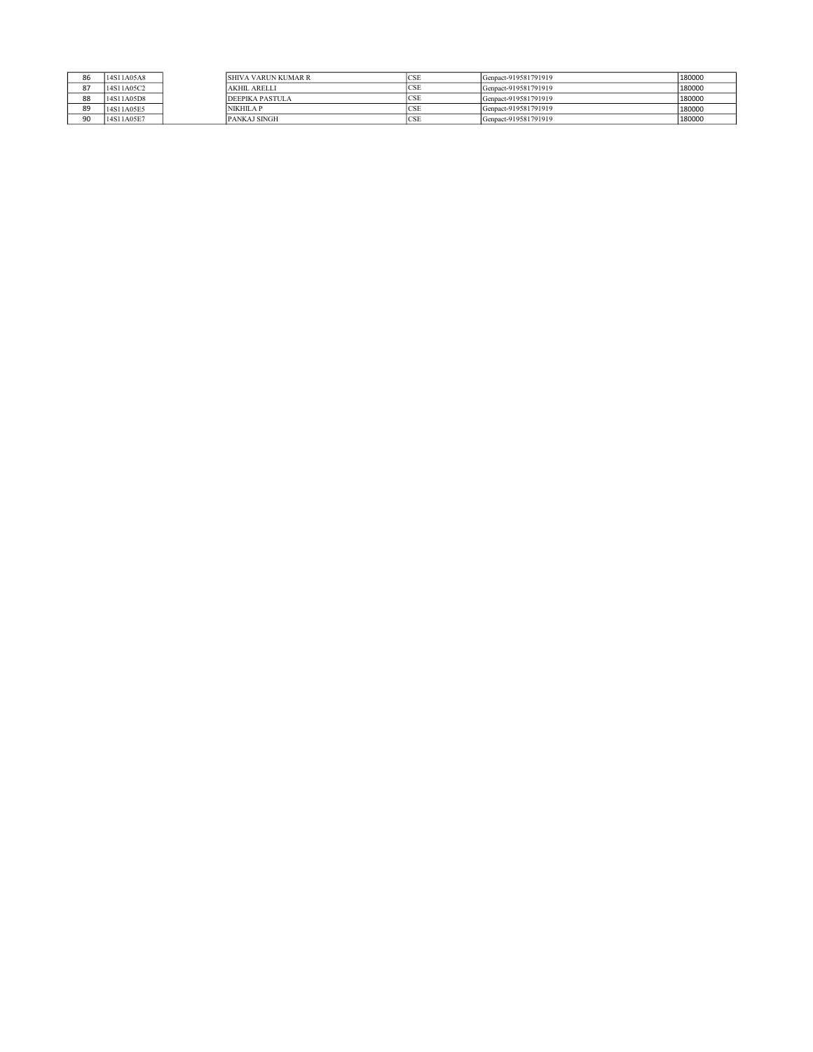| 86 | 14S11A05A8 | | SHIVA VARUN KUMAR R | CSE | Genpact-919581791919 | 180000 |
|---|---|---|---|---|---|---|
| 87 | 14S11A05C2 | | AKHIL ARELLI | CSE | Genpact-919581791919 | 180000 |
| 88 | 14S11A05D8 | | DEEPIKA PASTULA | CSE | Genpact-919581791919 | 180000 |
| 89 | 14S11A05E5 | | NIKHILA P | CSE | Genpact-919581791919 | 180000 |
| 90 | 14S11A05E7 | | PANKAJ SINGH | CSE | Genpact-919581791919 | 180000 |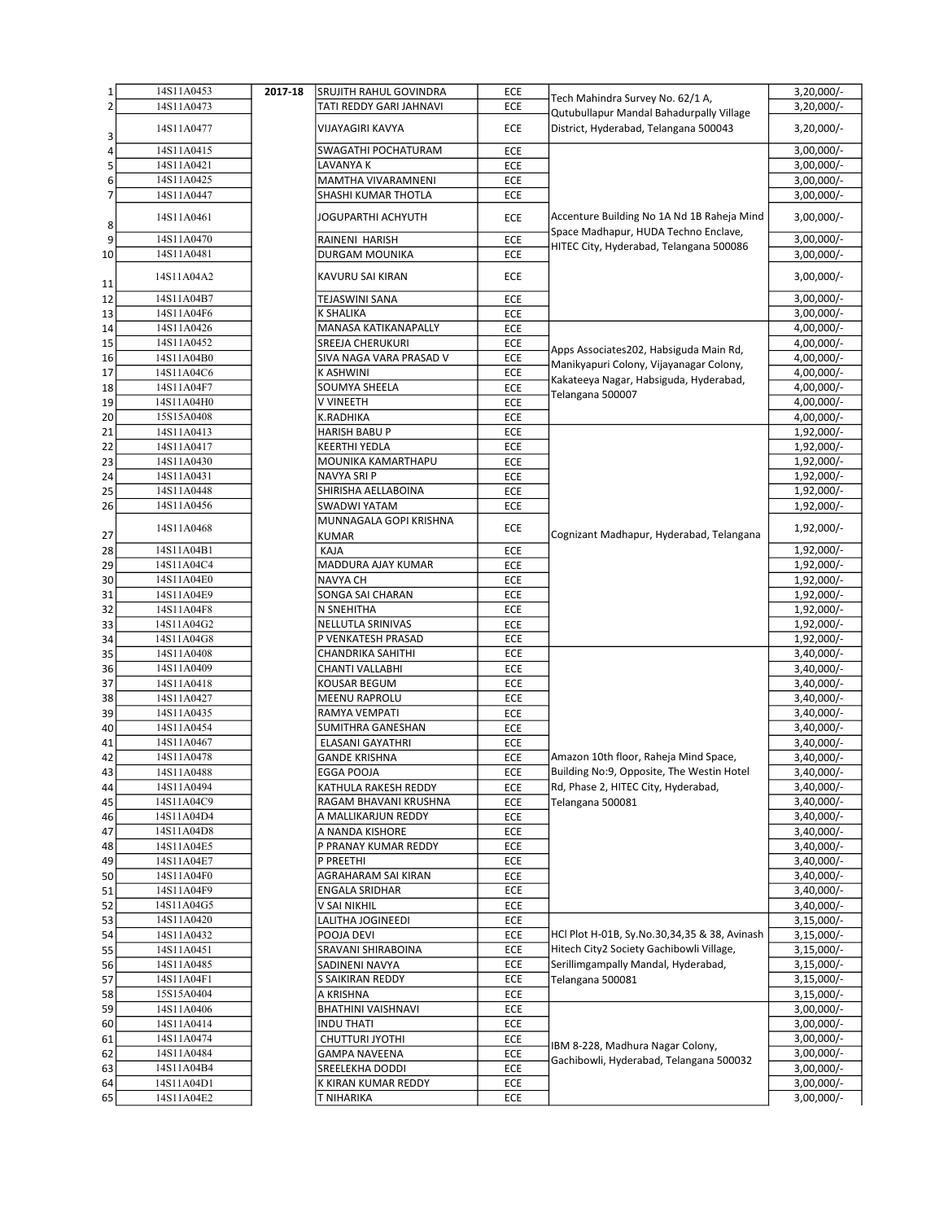| | | | | | | |
|---|---|---|---|---|---|---|
| 1 | 14S11A0453 | 2017-18 | SRUJITH RAHUL GOVINDRA | ECE | Tech Mahindra Survey No. 62/1 A, Qutubullapur Mandal Bahadurpally Village District, Hyderabad, Telangana 500043 | 3,20,000/- |
| 2 | 14S11A0473 | | TATI REDDY GARI JAHNAVI | ECE | | 3,20,000/- |
| 3 | 14S11A0477 | | VIJAYAGIRI KAVYA | ECE | | 3,20,000/- |
| 4 | 14S11A0415 | | SWAGATHI POCHATURAM | ECE | Accenture Building No 1A Nd 1B Raheja Mind Space Madhapur, HUDA Techno Enclave, HITEC City, Hyderabad, Telangana 500086 | 3,00,000/- |
| 5 | 14S11A0421 | | LAVANYA K | ECE | | 3,00,000/- |
| 6 | 14S11A0425 | | MAMTHA VIVARAMNENI | ECE | | 3,00,000/- |
| 7 | 14S11A0447 | | SHASHI KUMAR THOTLA | ECE | | 3,00,000/- |
| 8 | 14S11A0461 | | JOGUPARTHI ACHYUTH | ECE | | 3,00,000/- |
| 9 | 14S11A0470 | | RAINENI HARISH | ECE | | 3,00,000/- |
| 10 | 14S11A0481 | | DURGAM MOUNIKA | ECE | | 3,00,000/- |
| 11 | 14S11A04A2 | | KAVURU SAI KIRAN | ECE | | 3,00,000/- |
| 12 | 14S11A04B7 | | TEJASWINI SANA | ECE | | 3,00,000/- |
| 13 | 14S11A04F6 | | K SHALIKA | ECE | | 3,00,000/- |
| 14 | 14S11A0426 | | MANASA KATIKANAPALLY | ECE | Apps Associates202, Habsiguda Main Rd, Manikyapuri Colony, Vijayanagar Colony, Kakateeya Nagar, Habsiguda, Hyderabad, Telangana 500007 | 4,00,000/- |
| 15 | 14S11A0452 | | SREEJA CHERUKURI | ECE | | 4,00,000/- |
| 16 | 14S11A04B0 | | SIVA NAGA VARA PRASAD V | ECE | | 4,00,000/- |
| 17 | 14S11A04C6 | | K ASHWINI | ECE | | 4,00,000/- |
| 18 | 14S11A04F7 | | SOUMYA SHEELA | ECE | | 4,00,000/- |
| 19 | 14S11A04H0 | | V VINEETH | ECE | | 4,00,000/- |
| 20 | 15S15A0408 | | K.RADHIKA | ECE | | 4,00,000/- |
| 21 | 14S11A0413 | | HARISH BABU P | ECE | Cognizant Madhapur, Hyderabad, Telangana | 1,92,000/- |
| 22 | 14S11A0417 | | KEERTHI YEDLA | ECE | | 1,92,000/- |
| 23 | 14S11A0430 | | MOUNIKA KAMARTHAPU | ECE | | 1,92,000/- |
| 24 | 14S11A0431 | | NAVYA SRI P | ECE | | 1,92,000/- |
| 25 | 14S11A0448 | | SHIRISHA AELLABOINA | ECE | | 1,92,000/- |
| 26 | 14S11A0456 | | SWADWI YATAM | ECE | | 1,92,000/- |
| 27 | 14S11A0468 | | MUNNAGALA GOPI KRISHNA KUMAR | ECE | | 1,92,000/- |
| 28 | 14S11A04B1 | | KAJA | ECE | | 1,92,000/- |
| 29 | 14S11A04C4 | | MADDURA AJAY KUMAR | ECE | | 1,92,000/- |
| 30 | 14S11A04E0 | | NAVYA CH | ECE | | 1,92,000/- |
| 31 | 14S11A04E9 | | SONGA SAI CHARAN | ECE | | 1,92,000/- |
| 32 | 14S11A04F8 | | N SNEHITHA | ECE | | 1,92,000/- |
| 33 | 14S11A04G2 | | NELLUTLA SRINIVAS | ECE | | 1,92,000/- |
| 34 | 14S11A04G8 | | P VENKATESH PRASAD | ECE | | 1,92,000/- |
| 35 | 14S11A0408 | | CHANDRIKA SAHITHI | ECE | Amazon 10th floor, Raheja Mind Space, Building No:9, Opposite, The Westin Hotel Rd, Phase 2, HITEC City, Hyderabad, Telangana 500081 | 3,40,000/- |
| 36 | 14S11A0409 | | CHANTI VALLABHI | ECE | | 3,40,000/- |
| 37 | 14S11A0418 | | KOUSAR BEGUM | ECE | | 3,40,000/- |
| 38 | 14S11A0427 | | MEENU RAPROLU | ECE | | 3,40,000/- |
| 39 | 14S11A0435 | | RAMYA VEMPATI | ECE | | 3,40,000/- |
| 40 | 14S11A0454 | | SUMITHRA GANESHAN | ECE | | 3,40,000/- |
| 41 | 14S11A0467 | | ELASANI GAYATHRI | ECE | | 3,40,000/- |
| 42 | 14S11A0478 | | GANDE KRISHNA | ECE | | 3,40,000/- |
| 43 | 14S11A0488 | | EGGA POOJA | ECE | | 3,40,000/- |
| 44 | 14S11A0494 | | KATHULA RAKESH REDDY | ECE | | 3,40,000/- |
| 45 | 14S11A04C9 | | RAGAM BHAVANI KRUSHNA | ECE | | 3,40,000/- |
| 46 | 14S11A04D4 | | A MALLIKARJUN REDDY | ECE | | 3,40,000/- |
| 47 | 14S11A04D8 | | A NANDA KISHORE | ECE | | 3,40,000/- |
| 48 | 14S11A04E5 | | P PRANAY KUMAR REDDY | ECE | | 3,40,000/- |
| 49 | 14S11A04E7 | | P PREETHI | ECE | | 3,40,000/- |
| 50 | 14S11A04F0 | | AGRAHARAM SAI KIRAN | ECE | | 3,40,000/- |
| 51 | 14S11A04F9 | | ENGALA SRIDHAR | ECE | | 3,40,000/- |
| 52 | 14S11A04G5 | | V SAI NIKHIL | ECE | | 3,40,000/- |
| 53 | 14S11A0420 | | LALITHA JOGINEEDI | ECE | HCl Plot H-01B, Sy.No.30,34,35 & 38, Avinash Hitech City2 Society Gachibowli Village, Serillimgampally Mandal, Hyderabad, Telangana 500081 | 3,15,000/- |
| 54 | 14S11A0432 | | POOJA DEVI | ECE | | 3,15,000/- |
| 55 | 14S11A0451 | | SRAVANI SHIRABOINA | ECE | | 3,15,000/- |
| 56 | 14S11A0485 | | SADINENI NAVYA | ECE | | 3,15,000/- |
| 57 | 14S11A04F1 | | S SAIKIRAN REDDY | ECE | | 3,15,000/- |
| 58 | 15S15A0404 | | A KRISHNA | ECE | | 3,15,000/- |
| 59 | 14S11A0406 | | BHATHINI VAISHNAVI | ECE | IBM 8-228, Madhura Nagar Colony, Gachibowli, Hyderabad, Telangana 500032 | 3,00,000/- |
| 60 | 14S11A0414 | | INDU THATI | ECE | | 3,00,000/- |
| 61 | 14S11A0474 | | CHUTTURI JYOTHI | ECE | | 3,00,000/- |
| 62 | 14S11A0484 | | GAMPA NAVEENA | ECE | | 3,00,000/- |
| 63 | 14S11A04B4 | | SREELEKHA DODDI | ECE | | 3,00,000/- |
| 64 | 14S11A04D1 | | K KIRAN KUMAR REDDY | ECE | | 3,00,000/- |
| 65 | 14S11A04E2 | | T NIHARIKA | ECE | | 3,00,000/- |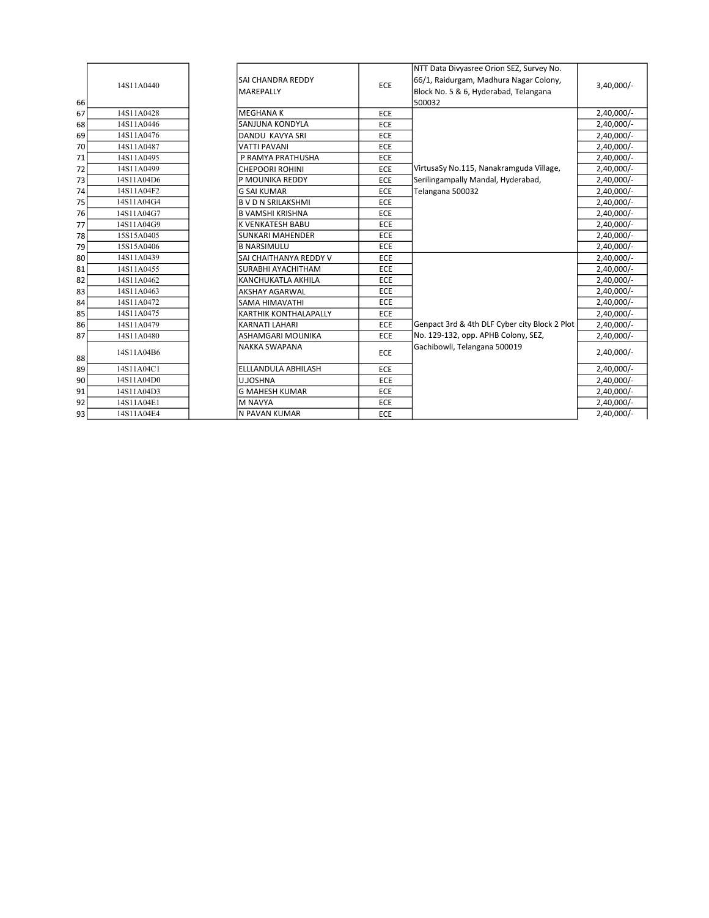| | | | | | | |
|---|---|---|---|---|---|---|
| 66 | 14S11A0440 | | SAI CHANDRA REDDY MAREPALLY | ECE | NTT Data Divyasree Orion SEZ, Survey No. 66/1, Raidurgam, Madhura Nagar Colony, Block No. 5 & 6, Hyderabad, Telangana 500032 | 3,40,000/- |
| 67 | 14S11A0428 | | MEGHANA K | ECE | VirtusaSy No.115, Nanakramguda Village, Serilingampally Mandal, Hyderabad, Telangana 500032 | 2,40,000/- |
| 68 | 14S11A0446 | | SANJUNA KONDYLA | ECE | | 2,40,000/- |
| 69 | 14S11A0476 | | DANDU KAVYA SRI | ECE | | 2,40,000/- |
| 70 | 14S11A0487 | | VATTI PAVANI | ECE | | 2,40,000/- |
| 71 | 14S11A0495 | | P RAMYA PRATHUSHA | ECE | | 2,40,000/- |
| 72 | 14S11A0499 | | CHEPOORI ROHINI | ECE | | 2,40,000/- |
| 73 | 14S11A04D6 | | P MOUNIKA REDDY | ECE | | 2,40,000/- |
| 74 | 14S11A04F2 | | G SAI KUMAR | ECE | | 2,40,000/- |
| 75 | 14S11A04G4 | | B V D N SRILAKSHMI | ECE | | 2,40,000/- |
| 76 | 14S11A04G7 | | B VAMSHI KRISHNA | ECE | | 2,40,000/- |
| 77 | 14S11A04G9 | | K VENKATESH BABU | ECE | | 2,40,000/- |
| 78 | 15S15A0405 | | SUNKARI MAHENDER | ECE | | 2,40,000/- |
| 79 | 15S15A0406 | | B NARSIMULU | ECE | | 2,40,000/- |
| 80 | 14S11A0439 | | SAI CHAITHANYA REDDY V | ECE | Genpact 3rd & 4th DLF Cyber city Block 2 Plot No. 129-132, opp. APHB Colony, SEZ, Gachibowli, Telangana 500019 | 2,40,000/- |
| 81 | 14S11A0455 | | SURABHI AYACHITHAM | ECE | | 2,40,000/- |
| 82 | 14S11A0462 | | KANCHUKATLA AKHILA | ECE | | 2,40,000/- |
| 83 | 14S11A0463 | | AKSHAY AGARWAL | ECE | | 2,40,000/- |
| 84 | 14S11A0472 | | SAMA HIMAVATHI | ECE | | 2,40,000/- |
| 85 | 14S11A0475 | | KARTHIK KONTHALAPALLY | ECE | | 2,40,000/- |
| 86 | 14S11A0479 | | KARNATI LAHARI | ECE | | 2,40,000/- |
| 87 | 14S11A0480 | | ASHAMGARI MOUNIKA | ECE | | 2,40,000/- |
| 88 | 14S11A04B6 | | NAKKA SWAPANA | ECE | | 2,40,000/- |
| 89 | 14S11A04C1 | | ELLLANDULA ABHILASH | ECE | | 2,40,000/- |
| 90 | 14S11A04D0 | | U.JOSHNA | ECE | | 2,40,000/- |
| 91 | 14S11A04D3 | | G MAHESH KUMAR | ECE | | 2,40,000/- |
| 92 | 14S11A04E1 | | M NAVYA | ECE | | 2,40,000/- |
| 93 | 14S11A04E4 | | N PAVAN KUMAR | ECE | | 2,40,000/- |